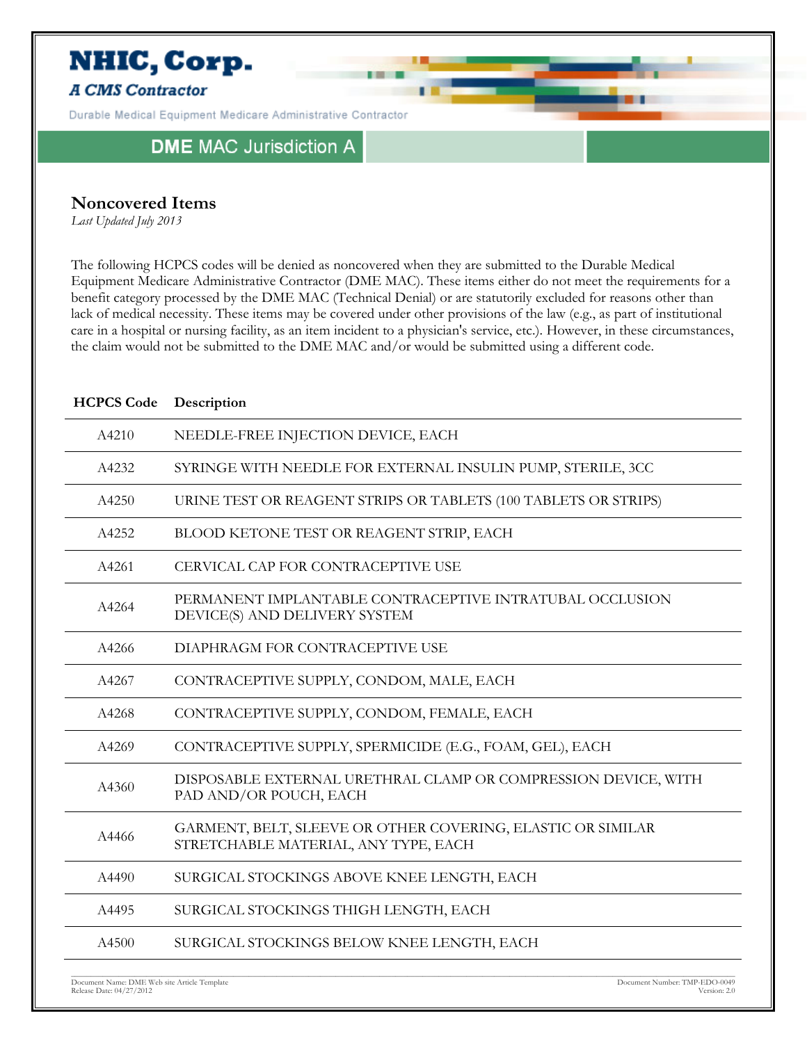**NHIC, Corp.**

***A CMS Contractor***

Durable Medical Equipment Medicare Administrative Contractor

**DME MAC Jurisdiction A**

## Noncovered Items

*Last Updated July 2013*

The following HCPCS codes will be denied as noncovered when they are submitted to the Durable Medical Equipment Medicare Administrative Contractor (DME MAC). These items either do not meet the requirements for a benefit category processed by the DME MAC (Technical Denial) or are statutorily excluded for reasons other than lack of medical necessity. These items may be covered under other provisions of the law (e.g., as part of institutional care in a hospital or nursing facility, as an item incident to a physician's service, etc.). However, in these circumstances, the claim would not be submitted to the DME MAC and/or would be submitted using a different code.

| HCPCS Code | Description |
|---|---|
| A4210 | NEEDLE-FREE INJECTION DEVICE, EACH |
| A4232 | SYRINGE WITH NEEDLE FOR EXTERNAL INSULIN PUMP, STERILE, 3CC |
| A4250 | URINE TEST OR REAGENT STRIPS OR TABLETS (100 TABLETS OR STRIPS) |
| A4252 | BLOOD KETONE TEST OR REAGENT STRIP, EACH |
| A4261 | CERVICAL CAP FOR CONTRACEPTIVE USE |
| A4264 | PERMANENT IMPLANTABLE CONTRACEPTIVE INTRATUBAL OCCLUSION DEVICE(S) AND DELIVERY SYSTEM |
| A4266 | DIAPHRAGM FOR CONTRACEPTIVE USE |
| A4267 | CONTRACEPTIVE SUPPLY, CONDOM, MALE, EACH |
| A4268 | CONTRACEPTIVE SUPPLY, CONDOM, FEMALE, EACH |
| A4269 | CONTRACEPTIVE SUPPLY, SPERMICIDE (E.G., FOAM, GEL), EACH |
| A4360 | DISPOSABLE EXTERNAL URETHRAL CLAMP OR COMPRESSION DEVICE, WITH PAD AND/OR POUCH, EACH |
| A4466 | GARMENT, BELT, SLEEVE OR OTHER COVERING, ELASTIC OR SIMILAR STRETCHABLE MATERIAL, ANY TYPE, EACH |
| A4490 | SURGICAL STOCKINGS ABOVE KNEE LENGTH, EACH |
| A4495 | SURGICAL STOCKINGS THIGH LENGTH, EACH |
| A4500 | SURGICAL STOCKINGS BELOW KNEE LENGTH, EACH |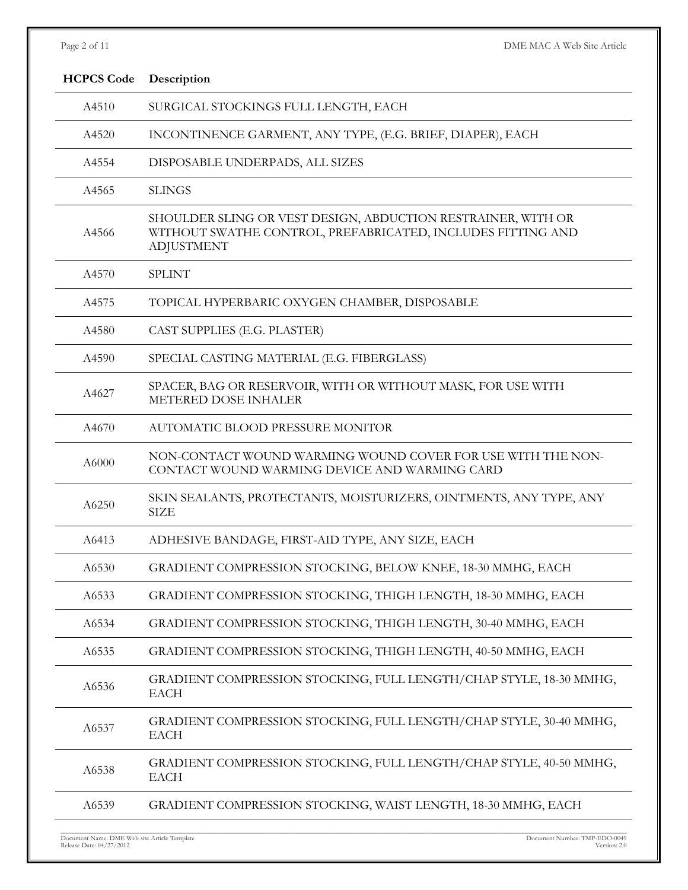| HCPCS Code | Description |
|---|---|
| A4510 | SURGICAL STOCKINGS FULL LENGTH, EACH |
| A4520 | INCONTINENCE GARMENT, ANY TYPE, (E.G. BRIEF, DIAPER), EACH |
| A4554 | DISPOSABLE UNDERPADS, ALL SIZES |
| A4565 | SLINGS |
| A4566 | SHOULDER SLING OR VEST DESIGN, ABDUCTION RESTRAINER, WITH OR WITHOUT SWATHE CONTROL, PREFABRICATED, INCLUDES FITTING AND ADJUSTMENT |
| A4570 | SPLINT |
| A4575 | TOPICAL HYPERBARIC OXYGEN CHAMBER, DISPOSABLE |
| A4580 | CAST SUPPLIES (E.G. PLASTER) |
| A4590 | SPECIAL CASTING MATERIAL (E.G. FIBERGLASS) |
| A4627 | SPACER, BAG OR RESERVOIR, WITH OR WITHOUT MASK, FOR USE WITH METERED DOSE INHALER |
| A4670 | AUTOMATIC BLOOD PRESSURE MONITOR |
| A6000 | NON-CONTACT WOUND WARMING WOUND COVER FOR USE WITH THE NON-CONTACT WOUND WARMING DEVICE AND WARMING CARD |
| A6250 | SKIN SEALANTS, PROTECTANTS, MOISTURIZERS, OINTMENTS, ANY TYPE, ANY SIZE |
| A6413 | ADHESIVE BANDAGE, FIRST-AID TYPE, ANY SIZE, EACH |
| A6530 | GRADIENT COMPRESSION STOCKING, BELOW KNEE, 18-30 MMHG, EACH |
| A6533 | GRADIENT COMPRESSION STOCKING, THIGH LENGTH, 18-30 MMHG, EACH |
| A6534 | GRADIENT COMPRESSION STOCKING, THIGH LENGTH, 30-40 MMHG, EACH |
| A6535 | GRADIENT COMPRESSION STOCKING, THIGH LENGTH, 40-50 MMHG, EACH |
| A6536 | GRADIENT COMPRESSION STOCKING, FULL LENGTH/CHAP STYLE, 18-30 MMHG, EACH |
| A6537 | GRADIENT COMPRESSION STOCKING, FULL LENGTH/CHAP STYLE, 30-40 MMHG, EACH |
| A6538 | GRADIENT COMPRESSION STOCKING, FULL LENGTH/CHAP STYLE, 40-50 MMHG, EACH |
| A6539 | GRADIENT COMPRESSION STOCKING, WAIST LENGTH, 18-30 MMHG, EACH |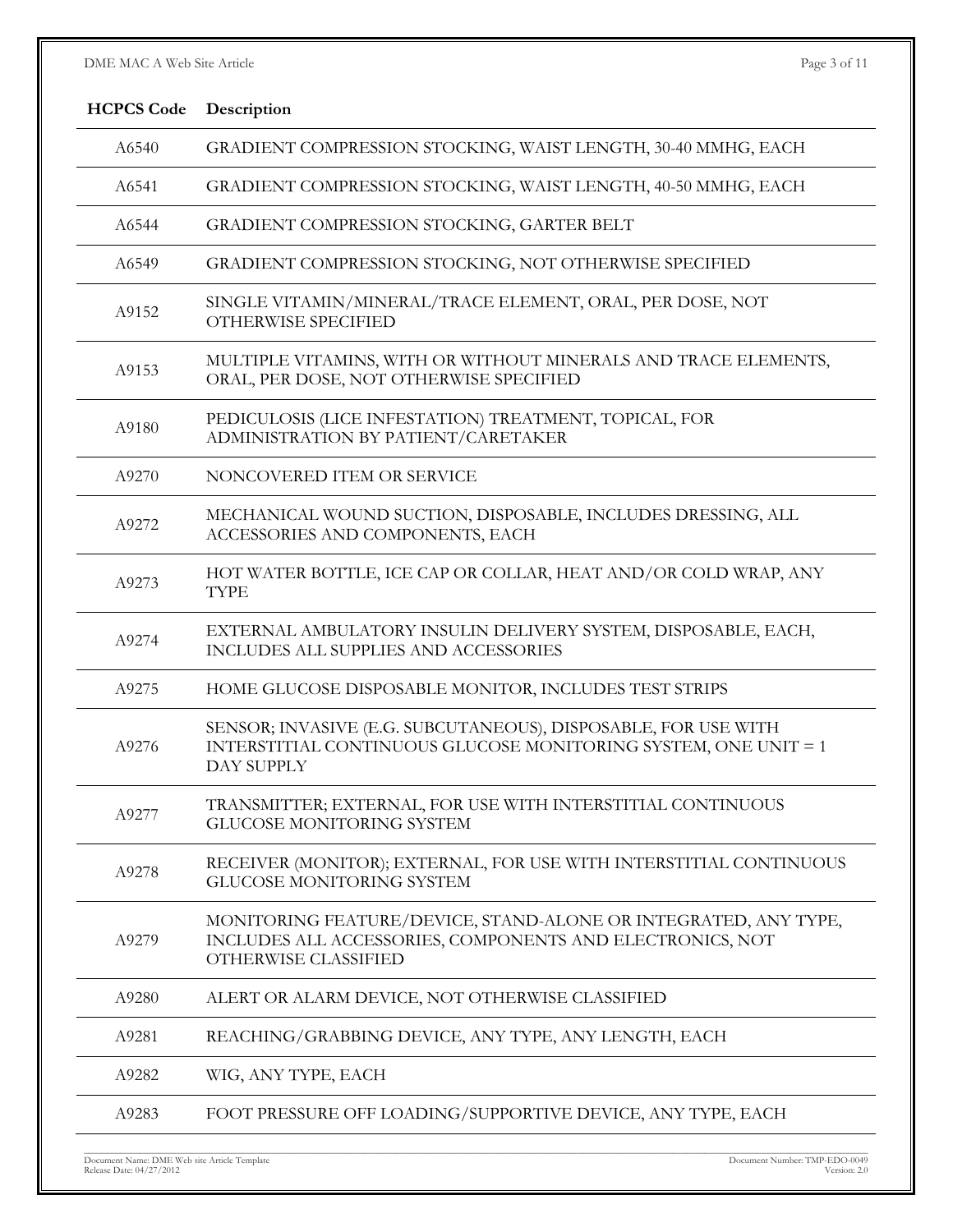| HCPCS Code | Description |
|---|---|
| A6540 | GRADIENT COMPRESSION STOCKING, WAIST LENGTH, 30-40 MMHG, EACH |
| A6541 | GRADIENT COMPRESSION STOCKING, WAIST LENGTH, 40-50 MMHG, EACH |
| A6544 | GRADIENT COMPRESSION STOCKING, GARTER BELT |
| A6549 | GRADIENT COMPRESSION STOCKING, NOT OTHERWISE SPECIFIED |
| A9152 | SINGLE VITAMIN/MINERAL/TRACE ELEMENT, ORAL, PER DOSE, NOT OTHERWISE SPECIFIED |
| A9153 | MULTIPLE VITAMINS, WITH OR WITHOUT MINERALS AND TRACE ELEMENTS, ORAL, PER DOSE, NOT OTHERWISE SPECIFIED |
| A9180 | PEDICULOSIS (LICE INFESTATION) TREATMENT, TOPICAL, FOR ADMINISTRATION BY PATIENT/CARETAKER |
| A9270 | NONCOVERED ITEM OR SERVICE |
| A9272 | MECHANICAL WOUND SUCTION, DISPOSABLE, INCLUDES DRESSING, ALL ACCESSORIES AND COMPONENTS, EACH |
| A9273 | HOT WATER BOTTLE, ICE CAP OR COLLAR, HEAT AND/OR COLD WRAP, ANY TYPE |
| A9274 | EXTERNAL AMBULATORY INSULIN DELIVERY SYSTEM, DISPOSABLE, EACH, INCLUDES ALL SUPPLIES AND ACCESSORIES |
| A9275 | HOME GLUCOSE DISPOSABLE MONITOR, INCLUDES TEST STRIPS |
| A9276 | SENSOR; INVASIVE (E.G. SUBCUTANEOUS), DISPOSABLE, FOR USE WITH INTERSTITIAL CONTINUOUS GLUCOSE MONITORING SYSTEM, ONE UNIT = 1 DAY SUPPLY |
| A9277 | TRANSMITTER; EXTERNAL, FOR USE WITH INTERSTITIAL CONTINUOUS GLUCOSE MONITORING SYSTEM |
| A9278 | RECEIVER (MONITOR); EXTERNAL, FOR USE WITH INTERSTITIAL CONTINUOUS GLUCOSE MONITORING SYSTEM |
| A9279 | MONITORING FEATURE/DEVICE, STAND-ALONE OR INTEGRATED, ANY TYPE, INCLUDES ALL ACCESSORIES, COMPONENTS AND ELECTRONICS, NOT OTHERWISE CLASSIFIED |
| A9280 | ALERT OR ALARM DEVICE, NOT OTHERWISE CLASSIFIED |
| A9281 | REACHING/GRABBING DEVICE, ANY TYPE, ANY LENGTH, EACH |
| A9282 | WIG, ANY TYPE, EACH |
| A9283 | FOOT PRESSURE OFF LOADING/SUPPORTIVE DEVICE, ANY TYPE, EACH |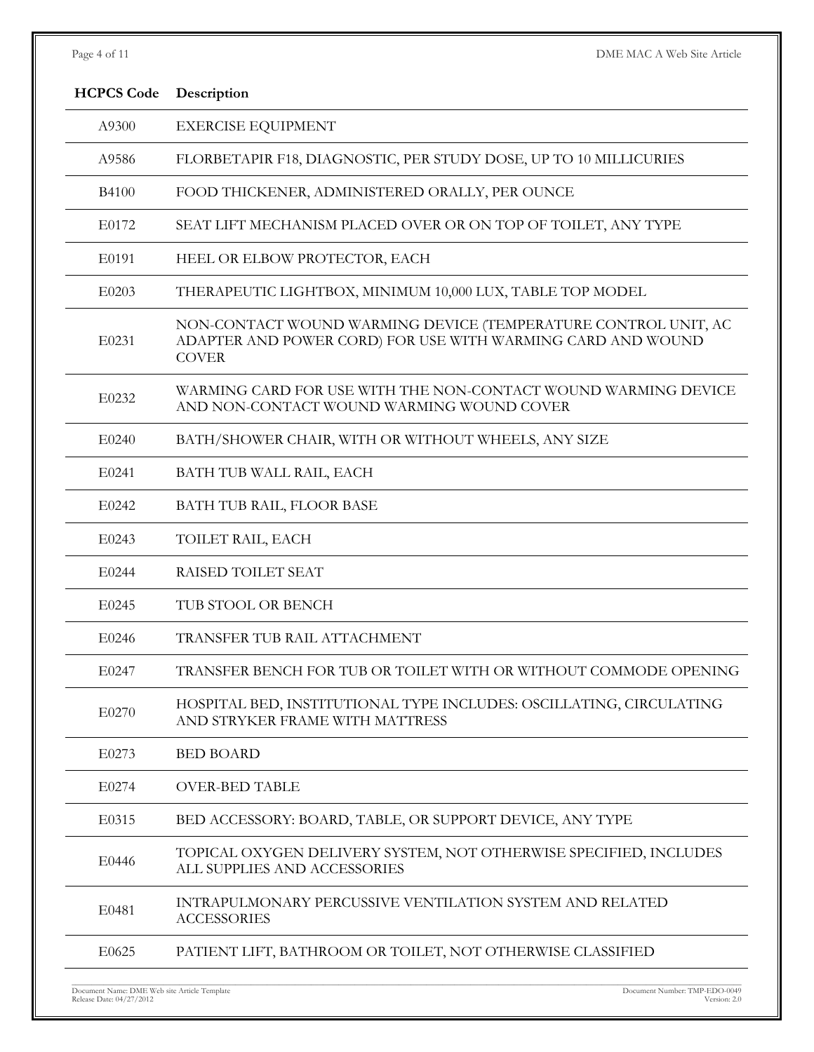| HCPCS Code | Description |
| --- | --- |
| A9300 | EXERCISE EQUIPMENT |
| A9586 | FLORBETAPIR F18, DIAGNOSTIC, PER STUDY DOSE, UP TO 10 MILLICURIES |
| B4100 | FOOD THICKENER, ADMINISTERED ORALLY, PER OUNCE |
| E0172 | SEAT LIFT MECHANISM PLACED OVER OR ON TOP OF TOILET, ANY TYPE |
| E0191 | HEEL OR ELBOW PROTECTOR, EACH |
| E0203 | THERAPEUTIC LIGHTBOX, MINIMUM 10,000 LUX, TABLE TOP MODEL |
| E0231 | NON-CONTACT WOUND WARMING DEVICE (TEMPERATURE CONTROL UNIT, AC ADAPTER AND POWER CORD) FOR USE WITH WARMING CARD AND WOUND COVER |
| E0232 | WARMING CARD FOR USE WITH THE NON-CONTACT WOUND WARMING DEVICE AND NON-CONTACT WOUND WARMING WOUND COVER |
| E0240 | BATH/SHOWER CHAIR, WITH OR WITHOUT WHEELS, ANY SIZE |
| E0241 | BATH TUB WALL RAIL, EACH |
| E0242 | BATH TUB RAIL, FLOOR BASE |
| E0243 | TOILET RAIL, EACH |
| E0244 | RAISED TOILET SEAT |
| E0245 | TUB STOOL OR BENCH |
| E0246 | TRANSFER TUB RAIL ATTACHMENT |
| E0247 | TRANSFER BENCH FOR TUB OR TOILET WITH OR WITHOUT COMMODE OPENING |
| E0270 | HOSPITAL BED, INSTITUTIONAL TYPE INCLUDES: OSCILLATING, CIRCULATING AND STRYKER FRAME WITH MATTRESS |
| E0273 | BED BOARD |
| E0274 | OVER-BED TABLE |
| E0315 | BED ACCESSORY: BOARD, TABLE, OR SUPPORT DEVICE, ANY TYPE |
| E0446 | TOPICAL OXYGEN DELIVERY SYSTEM, NOT OTHERWISE SPECIFIED, INCLUDES ALL SUPPLIES AND ACCESSORIES |
| E0481 | INTRAPULMONARY PERCUSSIVE VENTILATION SYSTEM AND RELATED ACCESSORIES |
| E0625 | PATIENT LIFT, BATHROOM OR TOILET, NOT OTHERWISE CLASSIFIED |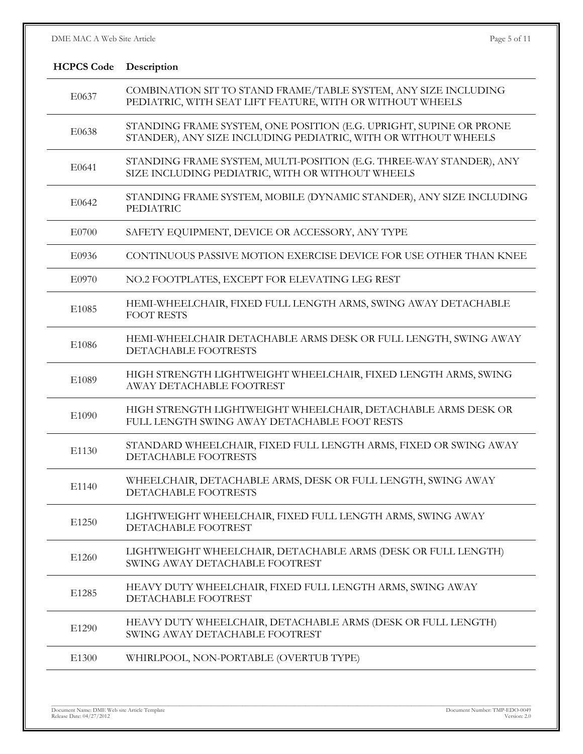| HCPCS Code | Description |
| --- | --- |
| E0637 | COMBINATION SIT TO STAND FRAME/TABLE SYSTEM, ANY SIZE INCLUDING PEDIATRIC, WITH SEAT LIFT FEATURE, WITH OR WITHOUT WHEELS |
| E0638 | STANDING FRAME SYSTEM, ONE POSITION (E.G. UPRIGHT, SUPINE OR PRONE STANDER), ANY SIZE INCLUDING PEDIATRIC, WITH OR WITHOUT WHEELS |
| E0641 | STANDING FRAME SYSTEM, MULTI-POSITION (E.G. THREE-WAY STANDER), ANY SIZE INCLUDING PEDIATRIC, WITH OR WITHOUT WHEELS |
| E0642 | STANDING FRAME SYSTEM, MOBILE (DYNAMIC STANDER), ANY SIZE INCLUDING PEDIATRIC |
| E0700 | SAFETY EQUIPMENT, DEVICE OR ACCESSORY, ANY TYPE |
| E0936 | CONTINUOUS PASSIVE MOTION EXERCISE DEVICE FOR USE OTHER THAN KNEE |
| E0970 | NO.2 FOOTPLATES, EXCEPT FOR ELEVATING LEG REST |
| E1085 | HEMI-WHEELCHAIR, FIXED FULL LENGTH ARMS, SWING AWAY DETACHABLE FOOT RESTS |
| E1086 | HEMI-WHEELCHAIR DETACHABLE ARMS DESK OR FULL LENGTH, SWING AWAY DETACHABLE FOOTRESTS |
| E1089 | HIGH STRENGTH LIGHTWEIGHT WHEELCHAIR, FIXED LENGTH ARMS, SWING AWAY DETACHABLE FOOTREST |
| E1090 | HIGH STRENGTH LIGHTWEIGHT WHEELCHAIR, DETACHABLE ARMS DESK OR FULL LENGTH SWING AWAY DETACHABLE FOOT RESTS |
| E1130 | STANDARD WHEELCHAIR, FIXED FULL LENGTH ARMS, FIXED OR SWING AWAY DETACHABLE FOOTRESTS |
| E1140 | WHEELCHAIR, DETACHABLE ARMS, DESK OR FULL LENGTH, SWING AWAY DETACHABLE FOOTRESTS |
| E1250 | LIGHTWEIGHT WHEELCHAIR, FIXED FULL LENGTH ARMS, SWING AWAY DETACHABLE FOOTREST |
| E1260 | LIGHTWEIGHT WHEELCHAIR, DETACHABLE ARMS (DESK OR FULL LENGTH) SWING AWAY DETACHABLE FOOTREST |
| E1285 | HEAVY DUTY WHEELCHAIR, FIXED FULL LENGTH ARMS, SWING AWAY DETACHABLE FOOTREST |
| E1290 | HEAVY DUTY WHEELCHAIR, DETACHABLE ARMS (DESK OR FULL LENGTH) SWING AWAY DETACHABLE FOOTREST |
| E1300 | WHIRLPOOL, NON-PORTABLE (OVERTUB TYPE) |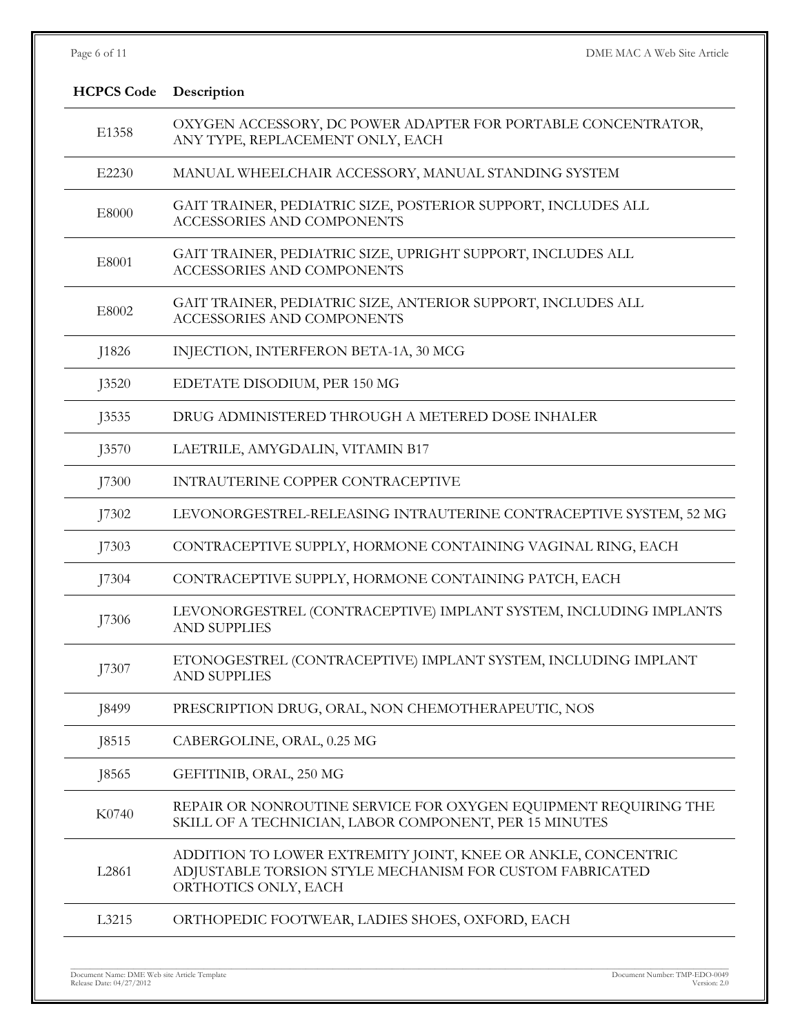| HCPCS Code | Description |
| --- | --- |
| E1358 | OXYGEN ACCESSORY, DC POWER ADAPTER FOR PORTABLE CONCENTRATOR, ANY TYPE, REPLACEMENT ONLY, EACH |
| E2230 | MANUAL WHEELCHAIR ACCESSORY, MANUAL STANDING SYSTEM |
| E8000 | GAIT TRAINER, PEDIATRIC SIZE, POSTERIOR SUPPORT, INCLUDES ALL ACCESSORIES AND COMPONENTS |
| E8001 | GAIT TRAINER, PEDIATRIC SIZE, UPRIGHT SUPPORT, INCLUDES ALL ACCESSORIES AND COMPONENTS |
| E8002 | GAIT TRAINER, PEDIATRIC SIZE, ANTERIOR SUPPORT, INCLUDES ALL ACCESSORIES AND COMPONENTS |
| J1826 | INJECTION, INTERFERON BETA-1A, 30 MCG |
| J3520 | EDETATE DISODIUM, PER 150 MG |
| J3535 | DRUG ADMINISTERED THROUGH A METERED DOSE INHALER |
| J3570 | LAETRILE, AMYGDALIN, VITAMIN B17 |
| J7300 | INTRAUTERINE COPPER CONTRACEPTIVE |
| J7302 | LEVONORGESTREL-RELEASING INTRAUTERINE CONTRACEPTIVE SYSTEM, 52 MG |
| J7303 | CONTRACEPTIVE SUPPLY, HORMONE CONTAINING VAGINAL RING, EACH |
| J7304 | CONTRACEPTIVE SUPPLY, HORMONE CONTAINING PATCH, EACH |
| J7306 | LEVONORGESTREL (CONTRACEPTIVE) IMPLANT SYSTEM, INCLUDING IMPLANTS AND SUPPLIES |
| J7307 | ETONOGESTREL (CONTRACEPTIVE) IMPLANT SYSTEM, INCLUDING IMPLANT AND SUPPLIES |
| J8499 | PRESCRIPTION DRUG, ORAL, NON CHEMOTHERAPEUTIC, NOS |
| J8515 | CABERGOLINE, ORAL, 0.25 MG |
| J8565 | GEFITINIB, ORAL, 250 MG |
| K0740 | REPAIR OR NONROUTINE SERVICE FOR OXYGEN EQUIPMENT REQUIRING THE SKILL OF A TECHNICIAN, LABOR COMPONENT, PER 15 MINUTES |
| L2861 | ADDITION TO LOWER EXTREMITY JOINT, KNEE OR ANKLE, CONCENTRIC ADJUSTABLE TORSION STYLE MECHANISM FOR CUSTOM FABRICATED ORTHOTICS ONLY, EACH |
| L3215 | ORTHOPEDIC FOOTWEAR, LADIES SHOES, OXFORD, EACH |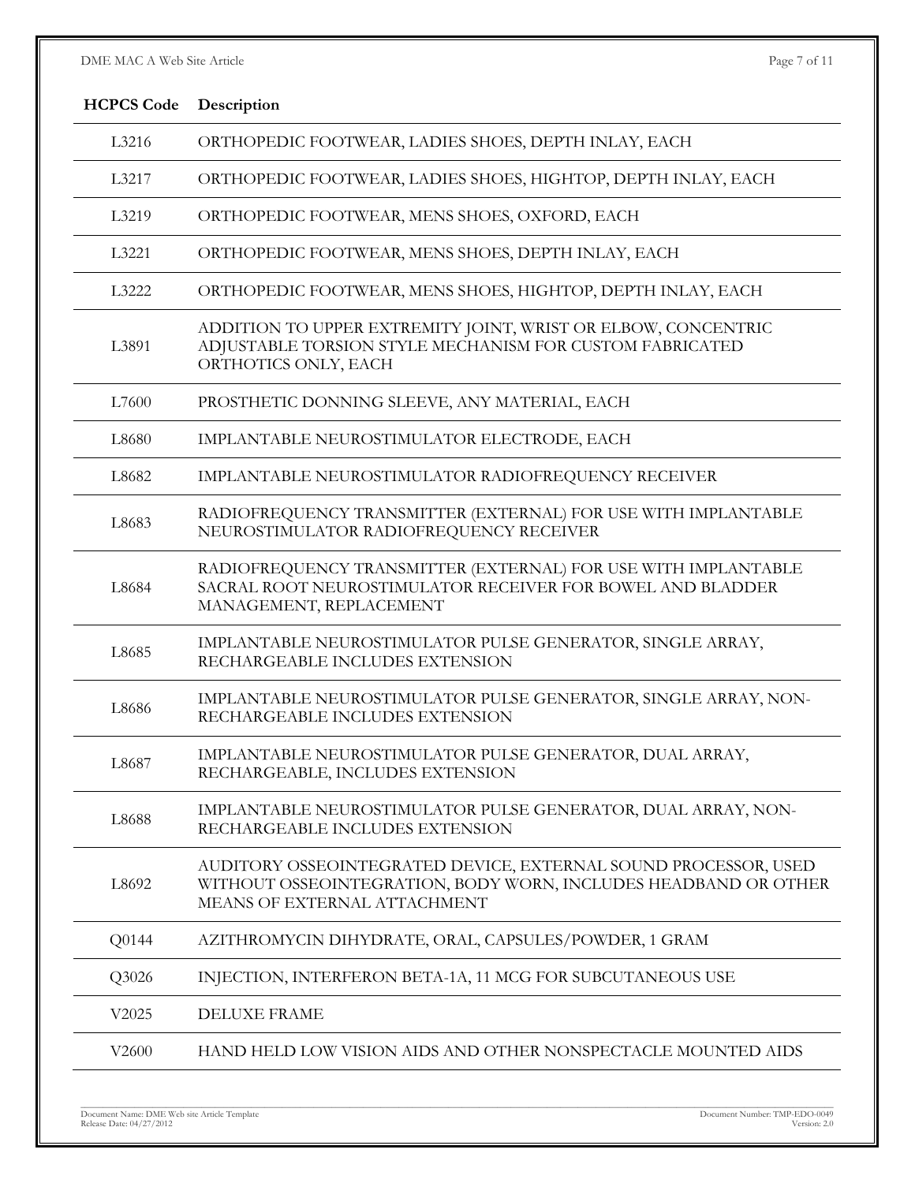| HCPCS Code | Description |
|---|---|
| L3216 | ORTHOPEDIC FOOTWEAR, LADIES SHOES, DEPTH INLAY, EACH |
| L3217 | ORTHOPEDIC FOOTWEAR, LADIES SHOES, HIGHTOP, DEPTH INLAY, EACH |
| L3219 | ORTHOPEDIC FOOTWEAR, MENS SHOES, OXFORD, EACH |
| L3221 | ORTHOPEDIC FOOTWEAR, MENS SHOES, DEPTH INLAY, EACH |
| L3222 | ORTHOPEDIC FOOTWEAR, MENS SHOES, HIGHTOP, DEPTH INLAY, EACH |
| L3891 | ADDITION TO UPPER EXTREMITY JOINT, WRIST OR ELBOW, CONCENTRIC ADJUSTABLE TORSION STYLE MECHANISM FOR CUSTOM FABRICATED ORTHOTICS ONLY, EACH |
| L7600 | PROSTHETIC DONNING SLEEVE, ANY MATERIAL, EACH |
| L8680 | IMPLANTABLE NEUROSTIMULATOR ELECTRODE, EACH |
| L8682 | IMPLANTABLE NEUROSTIMULATOR RADIOFREQUENCY RECEIVER |
| L8683 | RADIOFREQUENCY TRANSMITTER (EXTERNAL) FOR USE WITH IMPLANTABLE NEUROSTIMULATOR RADIOFREQUENCY RECEIVER |
| L8684 | RADIOFREQUENCY TRANSMITTER (EXTERNAL) FOR USE WITH IMPLANTABLE SACRAL ROOT NEUROSTIMULATOR RECEIVER FOR BOWEL AND BLADDER MANAGEMENT, REPLACEMENT |
| L8685 | IMPLANTABLE NEUROSTIMULATOR PULSE GENERATOR, SINGLE ARRAY, RECHARGEABLE INCLUDES EXTENSION |
| L8686 | IMPLANTABLE NEUROSTIMULATOR PULSE GENERATOR, SINGLE ARRAY, NON-RECHARGEABLE INCLUDES EXTENSION |
| L8687 | IMPLANTABLE NEUROSTIMULATOR PULSE GENERATOR, DUAL ARRAY, RECHARGEABLE, INCLUDES EXTENSION |
| L8688 | IMPLANTABLE NEUROSTIMULATOR PULSE GENERATOR, DUAL ARRAY, NON-RECHARGEABLE INCLUDES EXTENSION |
| L8692 | AUDITORY OSSEOINTEGRATED DEVICE, EXTERNAL SOUND PROCESSOR, USED WITHOUT OSSEOINTEGRATION, BODY WORN, INCLUDES HEADBAND OR OTHER MEANS OF EXTERNAL ATTACHMENT |
| Q0144 | AZITHROMYCIN DIHYDRATE, ORAL, CAPSULES/POWDER, 1 GRAM |
| Q3026 | INJECTION, INTERFERON BETA-1A, 11 MCG FOR SUBCUTANEOUS USE |
| V2025 | DELUXE FRAME |
| V2600 | HAND HELD LOW VISION AIDS AND OTHER NONSPECTACLE MOUNTED AIDS |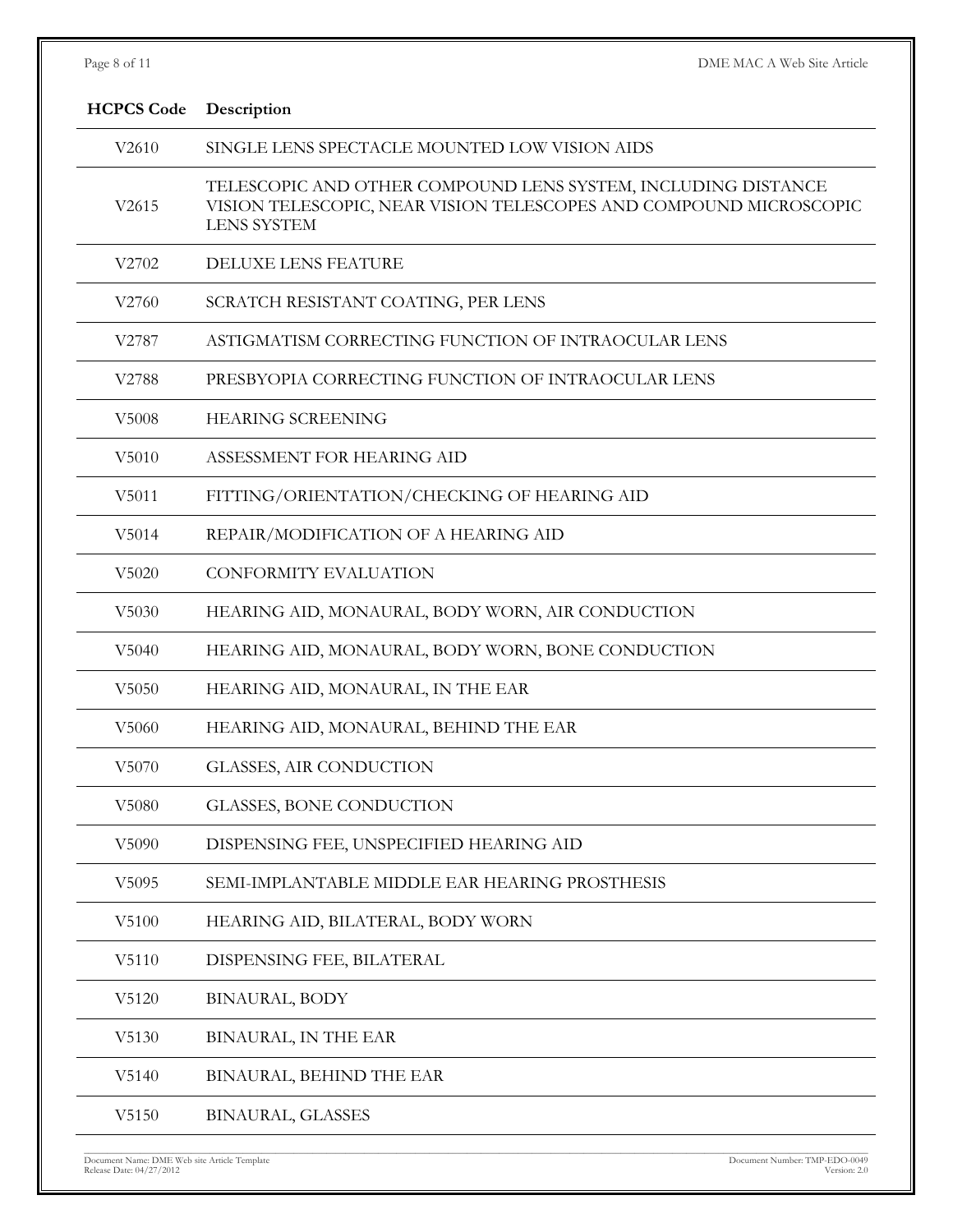| HCPCS Code | Description |
|---|---|
| V2610 | SINGLE LENS SPECTACLE MOUNTED LOW VISION AIDS |
| V2615 | TELESCOPIC AND OTHER COMPOUND LENS SYSTEM, INCLUDING DISTANCE VISION TELESCOPIC, NEAR VISION TELESCOPES AND COMPOUND MICROSCOPIC LENS SYSTEM |
| V2702 | DELUXE LENS FEATURE |
| V2760 | SCRATCH RESISTANT COATING, PER LENS |
| V2787 | ASTIGMATISM CORRECTING FUNCTION OF INTRAOCULAR LENS |
| V2788 | PRESBYOPIA CORRECTING FUNCTION OF INTRAOCULAR LENS |
| V5008 | HEARING SCREENING |
| V5010 | ASSESSMENT FOR HEARING AID |
| V5011 | FITTING/ORIENTATION/CHECKING OF HEARING AID |
| V5014 | REPAIR/MODIFICATION OF A HEARING AID |
| V5020 | CONFORMITY EVALUATION |
| V5030 | HEARING AID, MONAURAL, BODY WORN, AIR CONDUCTION |
| V5040 | HEARING AID, MONAURAL, BODY WORN, BONE CONDUCTION |
| V5050 | HEARING AID, MONAURAL, IN THE EAR |
| V5060 | HEARING AID, MONAURAL, BEHIND THE EAR |
| V5070 | GLASSES, AIR CONDUCTION |
| V5080 | GLASSES, BONE CONDUCTION |
| V5090 | DISPENSING FEE, UNSPECIFIED HEARING AID |
| V5095 | SEMI-IMPLANTABLE MIDDLE EAR HEARING PROSTHESIS |
| V5100 | HEARING AID, BILATERAL, BODY WORN |
| V5110 | DISPENSING FEE, BILATERAL |
| V5120 | BINAURAL, BODY |
| V5130 | BINAURAL, IN THE EAR |
| V5140 | BINAURAL, BEHIND THE EAR |
| V5150 | BINAURAL, GLASSES |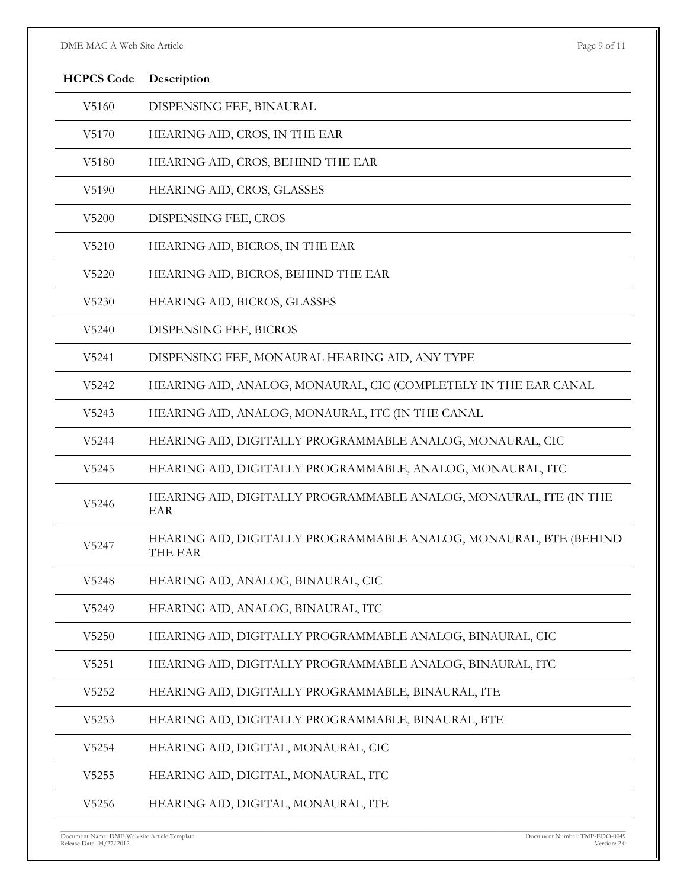| HCPCS Code | Description |
|---|---|
| V5160 | DISPENSING FEE, BINAURAL |
| V5170 | HEARING AID, CROS, IN THE EAR |
| V5180 | HEARING AID, CROS, BEHIND THE EAR |
| V5190 | HEARING AID, CROS, GLASSES |
| V5200 | DISPENSING FEE, CROS |
| V5210 | HEARING AID, BICROS, IN THE EAR |
| V5220 | HEARING AID, BICROS, BEHIND THE EAR |
| V5230 | HEARING AID, BICROS, GLASSES |
| V5240 | DISPENSING FEE, BICROS |
| V5241 | DISPENSING FEE, MONAURAL HEARING AID, ANY TYPE |
| V5242 | HEARING AID, ANALOG, MONAURAL, CIC (COMPLETELY IN THE EAR CANAL |
| V5243 | HEARING AID, ANALOG, MONAURAL, ITC (IN THE CANAL |
| V5244 | HEARING AID, DIGITALLY PROGRAMMABLE ANALOG, MONAURAL, CIC |
| V5245 | HEARING AID, DIGITALLY PROGRAMMABLE, ANALOG, MONAURAL, ITC |
| V5246 | HEARING AID, DIGITALLY PROGRAMMABLE ANALOG, MONAURAL, ITE (IN THE EAR |
| V5247 | HEARING AID, DIGITALLY PROGRAMMABLE ANALOG, MONAURAL, BTE (BEHIND THE EAR |
| V5248 | HEARING AID, ANALOG, BINAURAL, CIC |
| V5249 | HEARING AID, ANALOG, BINAURAL, ITC |
| V5250 | HEARING AID, DIGITALLY PROGRAMMABLE ANALOG, BINAURAL, CIC |
| V5251 | HEARING AID, DIGITALLY PROGRAMMABLE ANALOG, BINAURAL, ITC |
| V5252 | HEARING AID, DIGITALLY PROGRAMMABLE, BINAURAL, ITE |
| V5253 | HEARING AID, DIGITALLY PROGRAMMABLE, BINAURAL, BTE |
| V5254 | HEARING AID, DIGITAL, MONAURAL, CIC |
| V5255 | HEARING AID, DIGITAL, MONAURAL, ITC |
| V5256 | HEARING AID, DIGITAL, MONAURAL, ITE |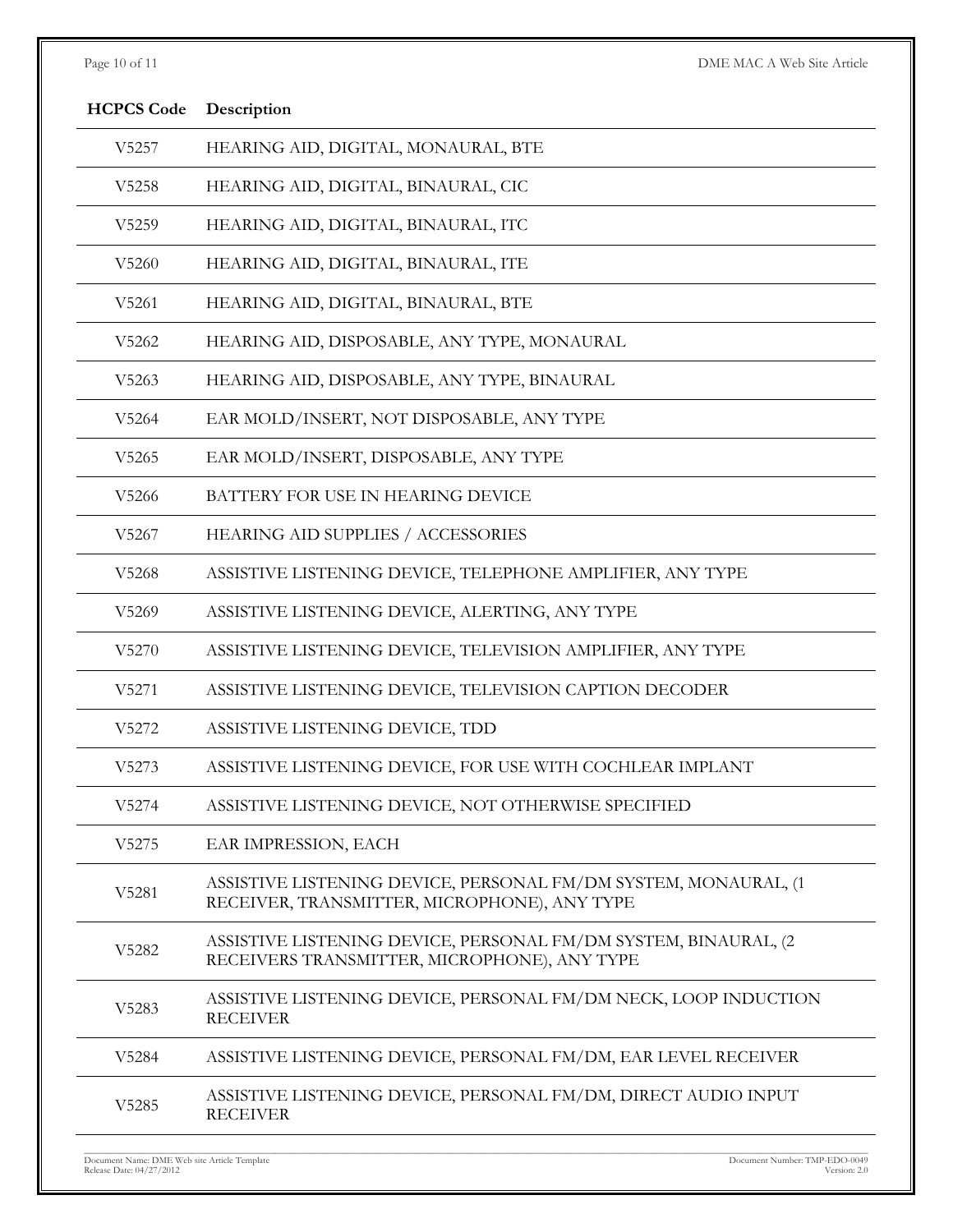| HCPCS Code | Description |
|---|---|
| V5257 | HEARING AID, DIGITAL, MONAURAL, BTE |
| V5258 | HEARING AID, DIGITAL, BINAURAL, CIC |
| V5259 | HEARING AID, DIGITAL, BINAURAL, ITC |
| V5260 | HEARING AID, DIGITAL, BINAURAL, ITE |
| V5261 | HEARING AID, DIGITAL, BINAURAL, BTE |
| V5262 | HEARING AID, DISPOSABLE, ANY TYPE, MONAURAL |
| V5263 | HEARING AID, DISPOSABLE, ANY TYPE, BINAURAL |
| V5264 | EAR MOLD/INSERT, NOT DISPOSABLE, ANY TYPE |
| V5265 | EAR MOLD/INSERT, DISPOSABLE, ANY TYPE |
| V5266 | BATTERY FOR USE IN HEARING DEVICE |
| V5267 | HEARING AID SUPPLIES / ACCESSORIES |
| V5268 | ASSISTIVE LISTENING DEVICE, TELEPHONE AMPLIFIER, ANY TYPE |
| V5269 | ASSISTIVE LISTENING DEVICE, ALERTING, ANY TYPE |
| V5270 | ASSISTIVE LISTENING DEVICE, TELEVISION AMPLIFIER, ANY TYPE |
| V5271 | ASSISTIVE LISTENING DEVICE, TELEVISION CAPTION DECODER |
| V5272 | ASSISTIVE LISTENING DEVICE, TDD |
| V5273 | ASSISTIVE LISTENING DEVICE, FOR USE WITH COCHLEAR IMPLANT |
| V5274 | ASSISTIVE LISTENING DEVICE, NOT OTHERWISE SPECIFIED |
| V5275 | EAR IMPRESSION, EACH |
| V5281 | ASSISTIVE LISTENING DEVICE, PERSONAL FM/DM SYSTEM, MONAURAL, (1 RECEIVER, TRANSMITTER, MICROPHONE), ANY TYPE |
| V5282 | ASSISTIVE LISTENING DEVICE, PERSONAL FM/DM SYSTEM, BINAURAL, (2 RECEIVERS TRANSMITTER, MICROPHONE), ANY TYPE |
| V5283 | ASSISTIVE LISTENING DEVICE, PERSONAL FM/DM NECK, LOOP INDUCTION RECEIVER |
| V5284 | ASSISTIVE LISTENING DEVICE, PERSONAL FM/DM, EAR LEVEL RECEIVER |
| V5285 | ASSISTIVE LISTENING DEVICE, PERSONAL FM/DM, DIRECT AUDIO INPUT RECEIVER |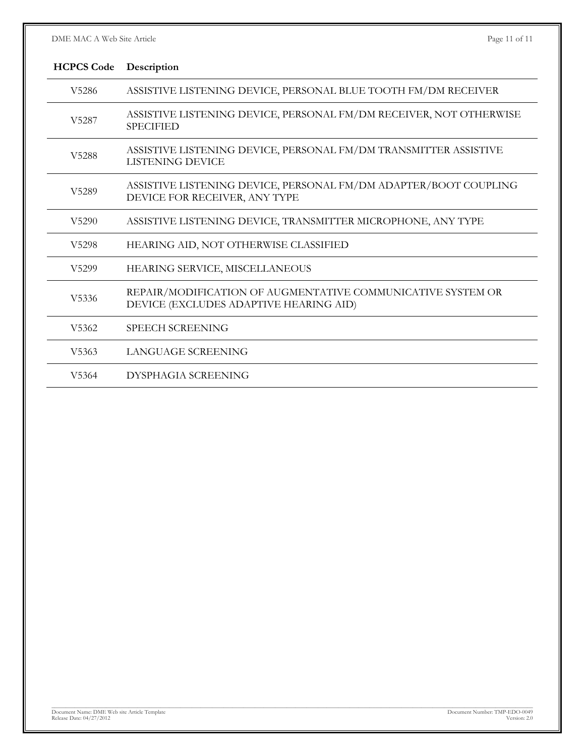| HCPCS Code | Description |
|---|---|
| V5286 | ASSISTIVE LISTENING DEVICE, PERSONAL BLUE TOOTH FM/DM RECEIVER |
| V5287 | ASSISTIVE LISTENING DEVICE, PERSONAL FM/DM RECEIVER, NOT OTHERWISE SPECIFIED |
| V5288 | ASSISTIVE LISTENING DEVICE, PERSONAL FM/DM TRANSMITTER ASSISTIVE LISTENING DEVICE |
| V5289 | ASSISTIVE LISTENING DEVICE, PERSONAL FM/DM ADAPTER/BOOT COUPLING DEVICE FOR RECEIVER, ANY TYPE |
| V5290 | ASSISTIVE LISTENING DEVICE, TRANSMITTER MICROPHONE, ANY TYPE |
| V5298 | HEARING AID, NOT OTHERWISE CLASSIFIED |
| V5299 | HEARING SERVICE, MISCELLANEOUS |
| V5336 | REPAIR/MODIFICATION OF AUGMENTATIVE COMMUNICATIVE SYSTEM OR DEVICE (EXCLUDES ADAPTIVE HEARING AID) |
| V5362 | SPEECH SCREENING |
| V5363 | LANGUAGE SCREENING |
| V5364 | DYSPHAGIA SCREENING |